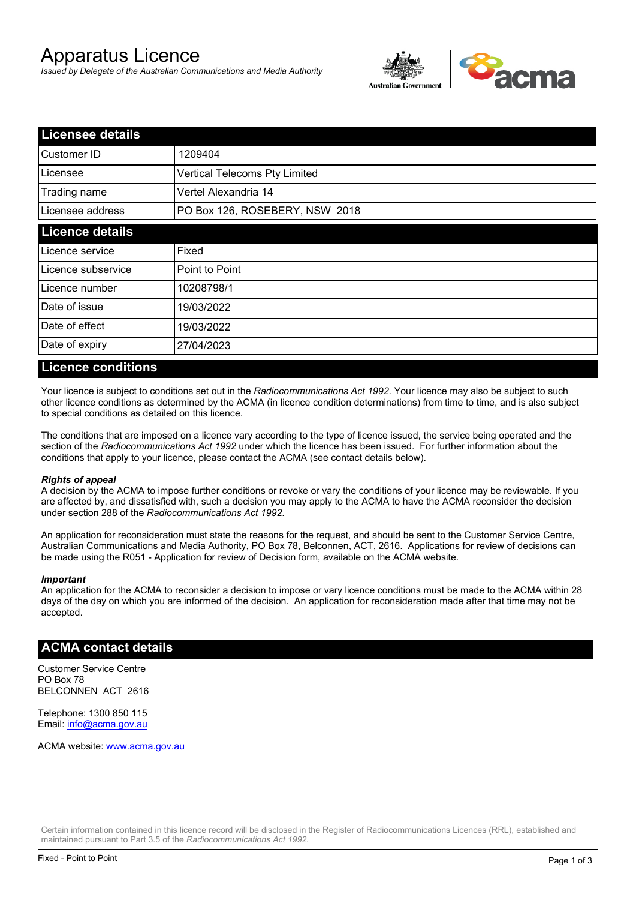# Apparatus Licence

*Issued by Delegate of the Australian Communications and Media Authority*

## Licensee details

| Field | Value |
|---|---|
| Customer ID | 1209404 |
| Licensee | Vertical Telecoms Pty Limited |
| Trading name | Vertel Alexandria 14 |
| Licensee address | PO Box 126, ROSEBERY, NSW 2018 |

## Licence details

| Field | Value |
|---|---|
| Licence service | Fixed |
| Licence subservice | Point to Point |
| Licence number | 10208798/1 |
| Date of issue | 19/03/2022 |
| Date of effect | 19/03/2022 |
| Date of expiry | 27/04/2023 |

## Licence conditions

Your licence is subject to conditions set out in the *Radiocommunications Act 1992*. Your licence may also be subject to such other licence conditions as determined by the ACMA (in licence condition determinations) from time to time, and is also subject to special conditions as detailed on this licence.

The conditions that are imposed on a licence vary according to the type of licence issued, the service being operated and the section of the *Radiocommunications Act 1992* under which the licence has been issued. For further information about the conditions that apply to your licence, please contact the ACMA (see contact details below).

***Rights of appeal***

A decision by the ACMA to impose further conditions or revoke or vary the conditions of your licence may be reviewable. If you are affected by, and dissatisfied with, such a decision you may apply to the ACMA to have the ACMA reconsider the decision under section 288 of the *Radiocommunications Act 1992*.

An application for reconsideration must state the reasons for the request, and should be sent to the Customer Service Centre, Australian Communications and Media Authority, PO Box 78, Belconnen, ACT, 2616. Applications for review of decisions can be made using the R051 - Application for review of Decision form, available on the ACMA website.

***Important***

An application for the ACMA to reconsider a decision to impose or vary licence conditions must be made to the ACMA within 28 days of the day on which you are informed of the decision. An application for reconsideration made after that time may not be accepted.

## ACMA contact details

Customer Service Centre
PO Box 78
BELCONNEN ACT 2616

Telephone: 1300 850 115
Email: info@acma.gov.au

ACMA website: www.acma.gov.au

Certain information contained in this licence record will be disclosed in the Register of Radiocommunications Licences (RRL), established and maintained pursuant to Part 3.5 of the *Radiocommunications Act 1992*.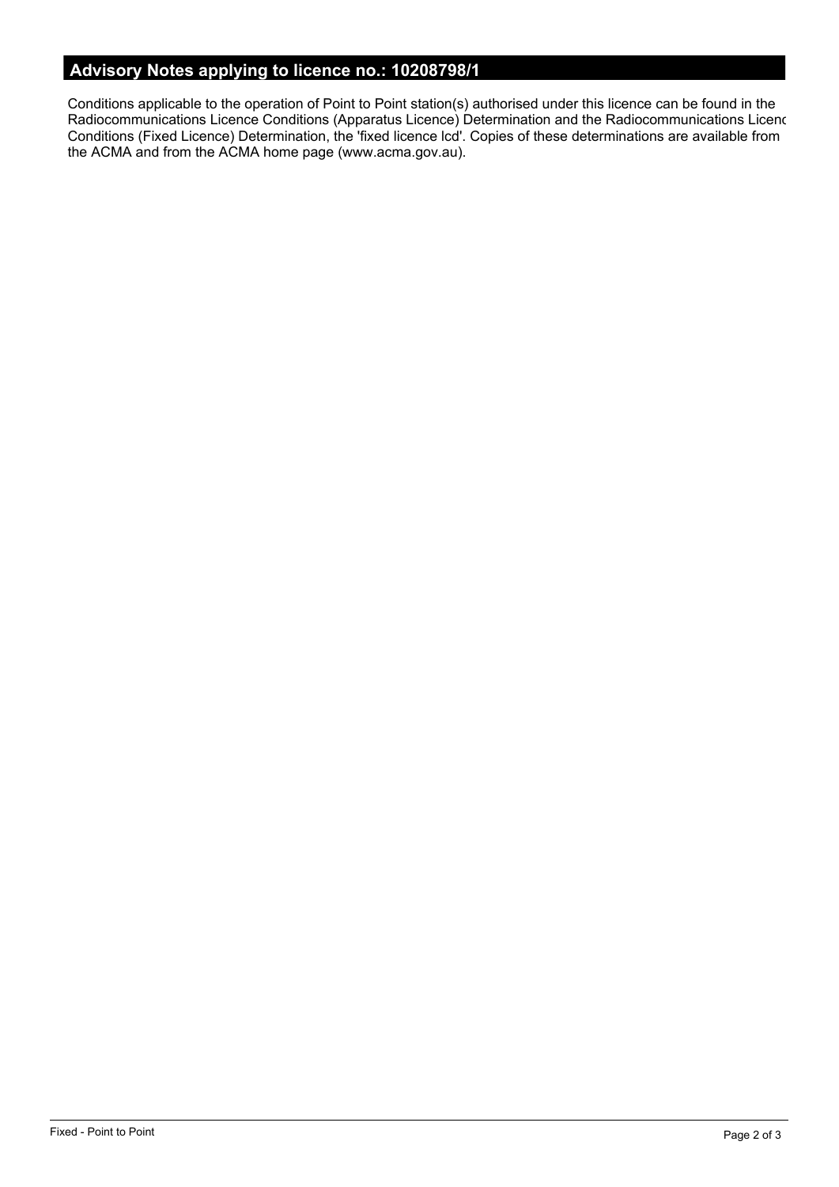## Advisory Notes applying to licence no.: 10208798/1

Conditions applicable to the operation of Point to Point station(s) authorised under this licence can be found in the Radiocommunications Licence Conditions (Apparatus Licence) Determination and the Radiocommunications Licenc Conditions (Fixed Licence) Determination, the 'fixed licence lcd'. Copies of these determinations are available from the ACMA and from the ACMA home page (www.acma.gov.au).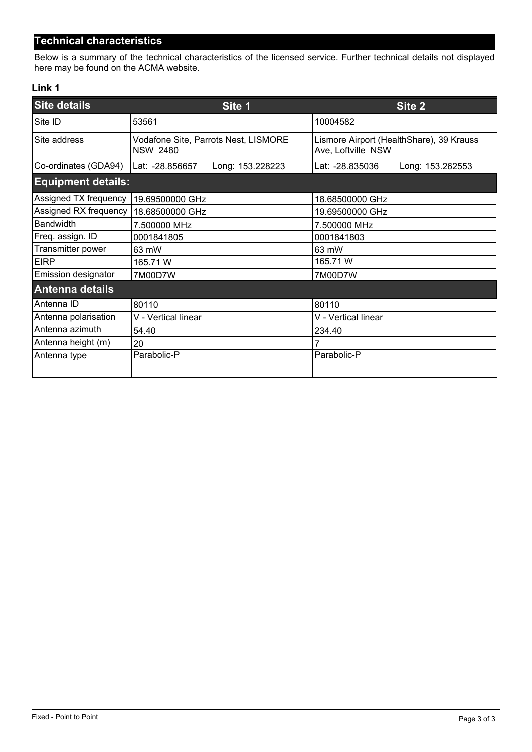## Technical characteristics

Below is a summary of the technical characteristics of the licensed service. Further technical details not displayed here may be found on the ACMA website.

**Link 1**

| Site details | Site 1 | | Site 2 | |
|---|---|---|---|---|
| Site ID | 53561 | | 10004582 | |
| Site address | Vodafone Site, Parrots Nest, LISMORE NSW 2480 | | Lismore Airport (HealthShare), 39 Krauss Ave, Loftville NSW | |
| Co-ordinates (GDA94) | Lat: -28.856657 | Long: 153.228223 | Lat: -28.835036 | Long: 153.262553 |
| **Equipment details:** | | | | |
| Assigned TX frequency | 19.69500000 GHz | | 18.68500000 GHz | |
| Assigned RX frequency | 18.68500000 GHz | | 19.69500000 GHz | |
| Bandwidth | 7.500000 MHz | | 7.500000 MHz | |
| Freq. assign. ID | 0001841805 | | 0001841803 | |
| Transmitter power | 63 mW | | 63 mW | |
| EIRP | 165.71 W | | 165.71 W | |
| Emission designator | 7M00D7W | | 7M00D7W | |
| **Antenna details** | | | | |
| Antenna ID | 80110 | | 80110 | |
| Antenna polarisation | V - Vertical linear | | V - Vertical linear | |
| Antenna azimuth | 54.40 | | 234.40 | |
| Antenna height (m) | 20 | | 7 | |
| Antenna type | Parabolic-P | | Parabolic-P | |

Fixed - Point to Point